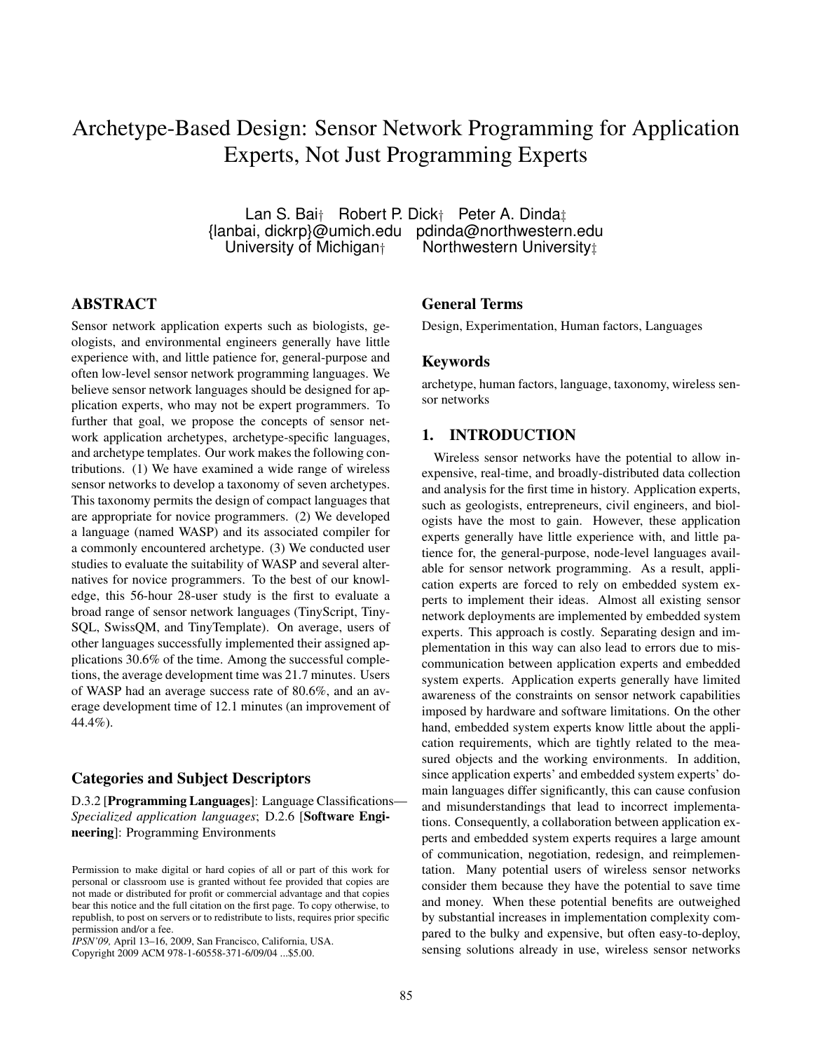# Archetype-Based Design: Sensor Network Programming for Application Experts, Not Just Programming Experts

Lan S. Bai† Robert P. Dick† Peter A. Dinda‡
{lanbai, dickrp}@umich.edu pdinda@northwestern.edu
University of Michigan† Northwestern University‡

## ABSTRACT

Sensor network application experts such as biologists, geologists, and environmental engineers generally have little experience with, and little patience for, general-purpose and often low-level sensor network programming languages. We believe sensor network languages should be designed for application experts, who may not be expert programmers. To further that goal, we propose the concepts of sensor network application archetypes, archetype-specific languages, and archetype templates. Our work makes the following contributions. (1) We have examined a wide range of wireless sensor networks to develop a taxonomy of seven archetypes. This taxonomy permits the design of compact languages that are appropriate for novice programmers. (2) We developed a language (named WASP) and its associated compiler for a commonly encountered archetype. (3) We conducted user studies to evaluate the suitability of WASP and several alternatives for novice programmers. To the best of our knowledge, this 56-hour 28-user study is the first to evaluate a broad range of sensor network languages (TinyScript, TinySQL, SwissQM, and TinyTemplate). On average, users of other languages successfully implemented their assigned applications 30.6% of the time. Among the successful completions, the average development time was 21.7 minutes. Users of WASP had an average success rate of 80.6%, and an average development time of 12.1 minutes (an improvement of 44.4%).

### Categories and Subject Descriptors

D.3.2 [**Programming Languages**]: Language Classifications—*Specialized application languages*; D.2.6 [**Software Engineering**]: Programming Environments

Permission to make digital or hard copies of all or part of this work for personal or classroom use is granted without fee provided that copies are not made or distributed for profit or commercial advantage and that copies bear this notice and the full citation on the first page. To copy otherwise, to republish, to post on servers or to redistribute to lists, requires prior specific permission and/or a fee.
*IPSN'09,* April 13–16, 2009, San Francisco, California, USA.
Copyright 2009 ACM 978-1-60558-371-6/09/04 ...$5.00.

### General Terms

Design, Experimentation, Human factors, Languages

### Keywords

archetype, human factors, language, taxonomy, wireless sensor networks

## 1. INTRODUCTION

Wireless sensor networks have the potential to allow inexpensive, real-time, and broadly-distributed data collection and analysis for the first time in history. Application experts, such as geologists, entrepreneurs, civil engineers, and biologists have the most to gain. However, these application experts generally have little experience with, and little patience for, the general-purpose, node-level languages available for sensor network programming. As a result, application experts are forced to rely on embedded system experts to implement their ideas. Almost all existing sensor network deployments are implemented by embedded system experts. This approach is costly. Separating design and implementation in this way can also lead to errors due to miscommunication between application experts and embedded system experts. Application experts generally have limited awareness of the constraints on sensor network capabilities imposed by hardware and software limitations. On the other hand, embedded system experts know little about the application requirements, which are tightly related to the measured objects and the working environments. In addition, since application experts' and embedded system experts' domain languages differ significantly, this can cause confusion and misunderstandings that lead to incorrect implementations. Consequently, a collaboration between application experts and embedded system experts requires a large amount of communication, negotiation, redesign, and reimplementation. Many potential users of wireless sensor networks consider them because they have the potential to save time and money. When these potential benefits are outweighed by substantial increases in implementation complexity compared to the bulky and expensive, but often easy-to-deploy, sensing solutions already in use, wireless sensor networks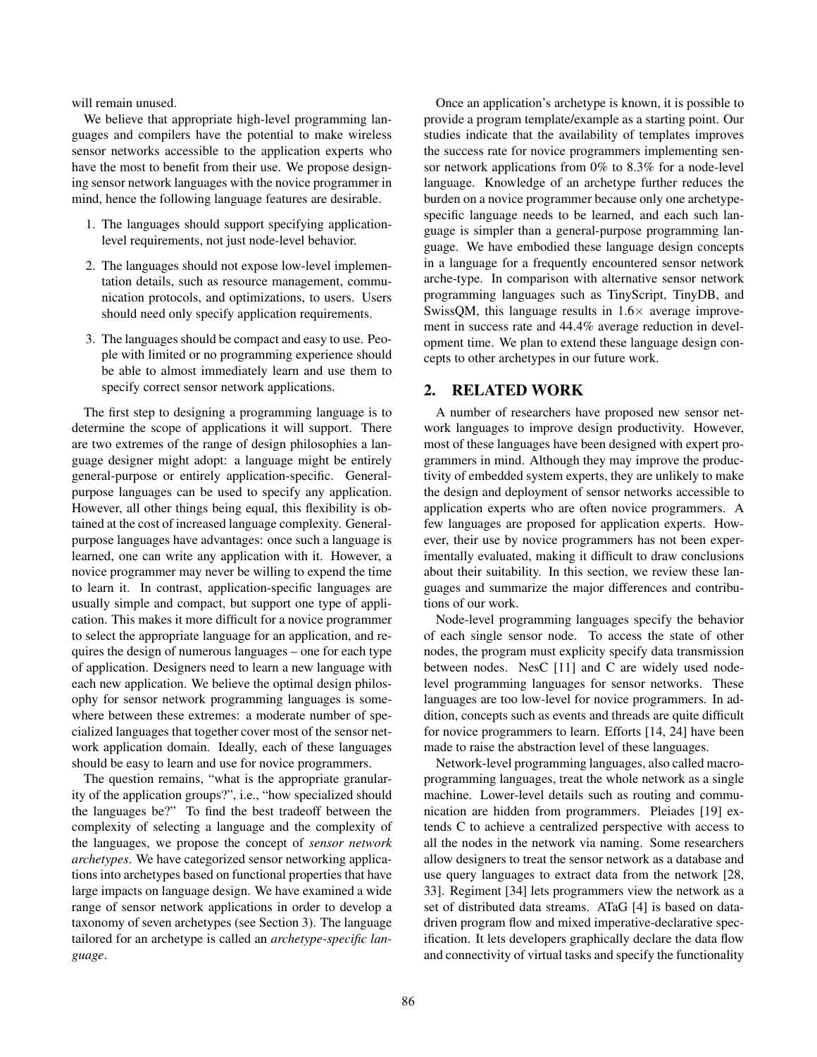will remain unused.

We believe that appropriate high-level programming languages and compilers have the potential to make wireless sensor networks accessible to the application experts who have the most to benefit from their use. We propose designing sensor network languages with the novice programmer in mind, hence the following language features are desirable.

1. The languages should support specifying application-level requirements, not just node-level behavior.
2. The languages should not expose low-level implementation details, such as resource management, communication protocols, and optimizations, to users. Users should need only specify application requirements.
3. The languages should be compact and easy to use. People with limited or no programming experience should be able to almost immediately learn and use them to specify correct sensor network applications.

The first step to designing a programming language is to determine the scope of applications it will support. There are two extremes of the range of design philosophies a language designer might adopt: a language might be entirely general-purpose or entirely application-specific. General-purpose languages can be used to specify any application. However, all other things being equal, this flexibility is obtained at the cost of increased language complexity. General-purpose languages have advantages: once such a language is learned, one can write any application with it. However, a novice programmer may never be willing to expend the time to learn it. In contrast, application-specific languages are usually simple and compact, but support one type of application. This makes it more difficult for a novice programmer to select the appropriate language for an application, and requires the design of numerous languages – one for each type of application. Designers need to learn a new language with each new application. We believe the optimal design philosophy for sensor network programming languages is somewhere between these extremes: a moderate number of specialized languages that together cover most of the sensor network application domain. Ideally, each of these languages should be easy to learn and use for novice programmers.

The question remains, "what is the appropriate granularity of the application groups?", i.e., "how specialized should the languages be?" To find the best tradeoff between the complexity of selecting a language and the complexity of the languages, we propose the concept of *sensor network archetypes*. We have categorized sensor networking applications into archetypes based on functional properties that have large impacts on language design. We have examined a wide range of sensor network applications in order to develop a taxonomy of seven archetypes (see Section 3). The language tailored for an archetype is called an *archetype-specific language*.

Once an application's archetype is known, it is possible to provide a program template/example as a starting point. Our studies indicate that the availability of templates improves the success rate for novice programmers implementing sensor network applications from 0% to 8.3% for a node-level language. Knowledge of an archetype further reduces the burden on a novice programmer because only one archetype-specific language needs to be learned, and each such language is simpler than a general-purpose programming language. We have embodied these language design concepts in a language for a frequently encountered sensor network arche-type. In comparison with alternative sensor network programming languages such as TinyScript, TinyDB, and SwissQM, this language results in 1.6× average improvement in success rate and 44.4% average reduction in development time. We plan to extend these language design concepts to other archetypes in our future work.

## 2. RELATED WORK

A number of researchers have proposed new sensor network languages to improve design productivity. However, most of these languages have been designed with expert programmers in mind. Although they may improve the productivity of embedded system experts, they are unlikely to make the design and deployment of sensor networks accessible to application experts who are often novice programmers. A few languages are proposed for application experts. However, their use by novice programmers has not been experimentally evaluated, making it difficult to draw conclusions about their suitability. In this section, we review these languages and summarize the major differences and contributions of our work.

Node-level programming languages specify the behavior of each single sensor node. To access the state of other nodes, the program must explicity specify data transmission between nodes. NesC [11] and C are widely used node-level programming languages for sensor networks. These languages are too low-level for novice programmers. In addition, concepts such as events and threads are quite difficult for novice programmers to learn. Efforts [14, 24] have been made to raise the abstraction level of these languages.

Network-level programming languages, also called macroprogramming languages, treat the whole network as a single machine. Lower-level details such as routing and communication are hidden from programmers. Pleiades [19] extends C to achieve a centralized perspective with access to all the nodes in the network via naming. Some researchers allow designers to treat the sensor network as a database and use query languages to extract data from the network [28, 33]. Regiment [34] lets programmers view the network as a set of distributed data streams. ATaG [4] is based on data-driven program flow and mixed imperative-declarative specification. It lets developers graphically declare the data flow and connectivity of virtual tasks and specify the functionality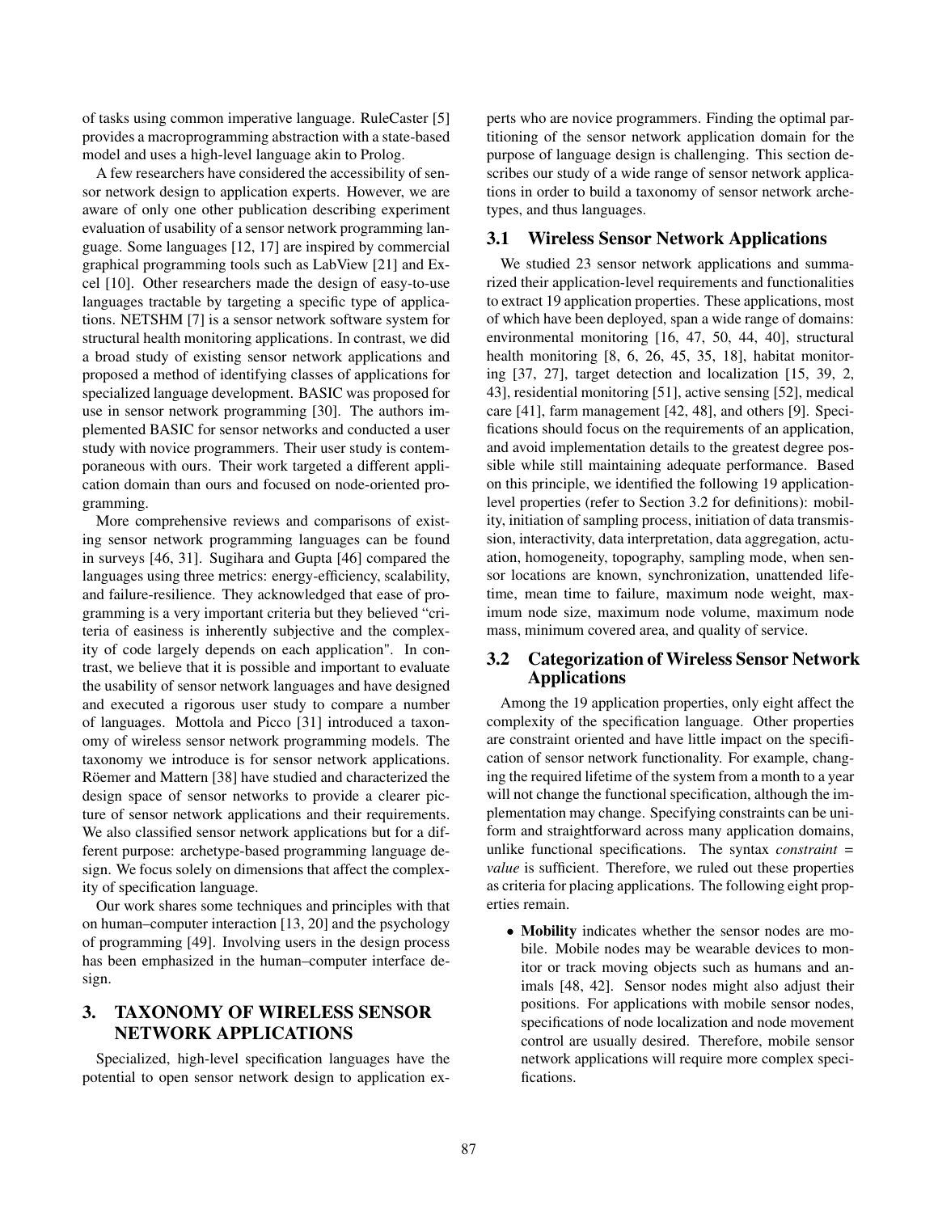of tasks using common imperative language. RuleCaster [5] provides a macroprogramming abstraction with a state-based model and uses a high-level language akin to Prolog.

A few researchers have considered the accessibility of sensor network design to application experts. However, we are aware of only one other publication describing experiment evaluation of usability of a sensor network programming language. Some languages [12, 17] are inspired by commercial graphical programming tools such as LabView [21] and Excel [10]. Other researchers made the design of easy-to-use languages tractable by targeting a specific type of applications. NETSHM [7] is a sensor network software system for structural health monitoring applications. In contrast, we did a broad study of existing sensor network applications and proposed a method of identifying classes of applications for specialized language development. BASIC was proposed for use in sensor network programming [30]. The authors implemented BASIC for sensor networks and conducted a user study with novice programmers. Their user study is contemporaneous with ours. Their work targeted a different application domain than ours and focused on node-oriented programming.

More comprehensive reviews and comparisons of existing sensor network programming languages can be found in surveys [46, 31]. Sugihara and Gupta [46] compared the languages using three metrics: energy-efficiency, scalability, and failure-resilience. They acknowledged that ease of programming is a very important criteria but they believed "criteria of easiness is inherently subjective and the complexity of code largely depends on each application". In contrast, we believe that it is possible and important to evaluate the usability of sensor network languages and have designed and executed a rigorous user study to compare a number of languages. Mottola and Picco [31] introduced a taxonomy of wireless sensor network programming models. The taxonomy we introduce is for sensor network applications. Röemer and Mattern [38] have studied and characterized the design space of sensor networks to provide a clearer picture of sensor network applications and their requirements. We also classified sensor network applications but for a different purpose: archetype-based programming language design. We focus solely on dimensions that affect the complexity of specification language.

Our work shares some techniques and principles with that on human–computer interaction [13, 20] and the psychology of programming [49]. Involving users in the design process has been emphasized in the human–computer interface design.

## 3. TAXONOMY OF WIRELESS SENSOR NETWORK APPLICATIONS

Specialized, high-level specification languages have the potential to open sensor network design to application experts who are novice programmers. Finding the optimal partitioning of the sensor network application domain for the purpose of language design is challenging. This section describes our study of a wide range of sensor network applications in order to build a taxonomy of sensor network archetypes, and thus languages.

### 3.1 Wireless Sensor Network Applications

We studied 23 sensor network applications and summarized their application-level requirements and functionalities to extract 19 application properties. These applications, most of which have been deployed, span a wide range of domains: environmental monitoring [16, 47, 50, 44, 40], structural health monitoring [8, 6, 26, 45, 35, 18], habitat monitoring [37, 27], target detection and localization [15, 39, 2, 43], residential monitoring [51], active sensing [52], medical care [41], farm management [42, 48], and others [9]. Specifications should focus on the requirements of an application, and avoid implementation details to the greatest degree possible while still maintaining adequate performance. Based on this principle, we identified the following 19 application-level properties (refer to Section 3.2 for definitions): mobility, initiation of sampling process, initiation of data transmission, interactivity, data interpretation, data aggregation, actuation, homogeneity, topography, sampling mode, when sensor locations are known, synchronization, unattended lifetime, mean time to failure, maximum node weight, maximum node size, maximum node volume, maximum node mass, minimum covered area, and quality of service.

### 3.2 Categorization of Wireless Sensor Network Applications

Among the 19 application properties, only eight affect the complexity of the specification language. Other properties are constraint oriented and have little impact on the specification of sensor network functionality. For example, changing the required lifetime of the system from a month to a year will not change the functional specification, although the implementation may change. Specifying constraints can be uniform and straightforward across many application domains, unlike functional specifications. The syntax *constraint = value* is sufficient. Therefore, we ruled out these properties as criteria for placing applications. The following eight properties remain.

- **Mobility** indicates whether the sensor nodes are mobile. Mobile nodes may be wearable devices to monitor or track moving objects such as humans and animals [48, 42]. Sensor nodes might also adjust their positions. For applications with mobile sensor nodes, specifications of node localization and node movement control are usually desired. Therefore, mobile sensor network applications will require more complex specifications.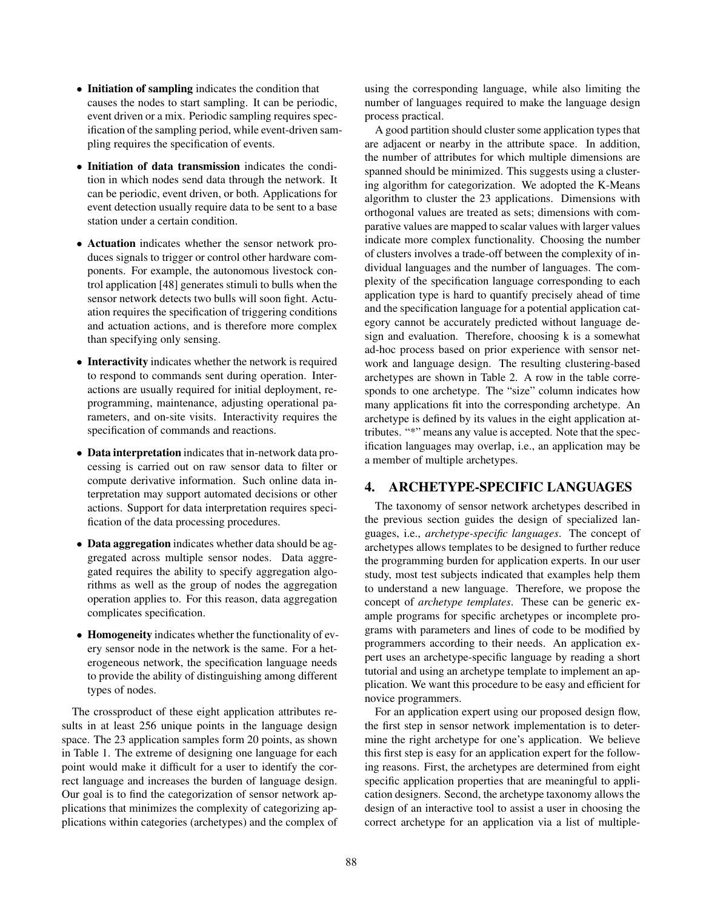- **Initiation of sampling** indicates the condition that causes the nodes to start sampling. It can be periodic, event driven or a mix. Periodic sampling requires specification of the sampling period, while event-driven sampling requires the specification of events.
- **Initiation of data transmission** indicates the condition in which nodes send data through the network. It can be periodic, event driven, or both. Applications for event detection usually require data to be sent to a base station under a certain condition.
- **Actuation** indicates whether the sensor network produces signals to trigger or control other hardware components. For example, the autonomous livestock control application [48] generates stimuli to bulls when the sensor network detects two bulls will soon fight. Actuation requires the specification of triggering conditions and actuation actions, and is therefore more complex than specifying only sensing.
- **Interactivity** indicates whether the network is required to respond to commands sent during operation. Interactions are usually required for initial deployment, reprogramming, maintenance, adjusting operational parameters, and on-site visits. Interactivity requires the specification of commands and reactions.
- **Data interpretation** indicates that in-network data processing is carried out on raw sensor data to filter or compute derivative information. Such online data interpretation may support automated decisions or other actions. Support for data interpretation requires specification of the data processing procedures.
- **Data aggregation** indicates whether data should be aggregated across multiple sensor nodes. Data aggregated requires the ability to specify aggregation algorithms as well as the group of nodes the aggregation operation applies to. For this reason, data aggregation complicates specification.
- **Homogeneity** indicates whether the functionality of every sensor node in the network is the same. For a heterogeneous network, the specification language needs to provide the ability of distinguishing among different types of nodes.

The crossproduct of these eight application attributes results in at least 256 unique points in the language design space. The 23 application samples form 20 points, as shown in Table 1. The extreme of designing one language for each point would make it difficult for a user to identify the correct language and increases the burden of language design. Our goal is to find the categorization of sensor network applications that minimizes the complexity of categorizing applications within categories (archetypes) and the complex of using the corresponding language, while also limiting the number of languages required to make the language design process practical.

A good partition should cluster some application types that are adjacent or nearby in the attribute space. In addition, the number of attributes for which multiple dimensions are spanned should be minimized. This suggests using a clustering algorithm for categorization. We adopted the K-Means algorithm to cluster the 23 applications. Dimensions with orthogonal values are treated as sets; dimensions with comparative values are mapped to scalar values with larger values indicate more complex functionality. Choosing the number of clusters involves a trade-off between the complexity of individual languages and the number of languages. The complexity of the specification language corresponding to each application type is hard to quantify precisely ahead of time and the specification language for a potential application category cannot be accurately predicted without language design and evaluation. Therefore, choosing k is a somewhat ad-hoc process based on prior experience with sensor network and language design. The resulting clustering-based archetypes are shown in Table 2. A row in the table corresponds to one archetype. The "size" column indicates how many applications fit into the corresponding archetype. An archetype is defined by its values in the eight application attributes. "*" means any value is accepted. Note that the specification languages may overlap, i.e., an application may be a member of multiple archetypes.

## 4. ARCHETYPE-SPECIFIC LANGUAGES

The taxonomy of sensor network archetypes described in the previous section guides the design of specialized languages, i.e., *archetype-specific languages*. The concept of archetypes allows templates to be designed to further reduce the programming burden for application experts. In our user study, most test subjects indicated that examples help them to understand a new language. Therefore, we propose the concept of *archetype templates*. These can be generic example programs for specific archetypes or incomplete programs with parameters and lines of code to be modified by programmers according to their needs. An application expert uses an archetype-specific language by reading a short tutorial and using an archetype template to implement an application. We want this procedure to be easy and efficient for novice programmers.

For an application expert using our proposed design flow, the first step in sensor network implementation is to determine the right archetype for one's application. We believe this first step is easy for an application expert for the following reasons. First, the archetypes are determined from eight specific application properties that are meaningful to application designers. Second, the archetype taxonomy allows the design of an interactive tool to assist a user in choosing the correct archetype for an application via a list of multiple-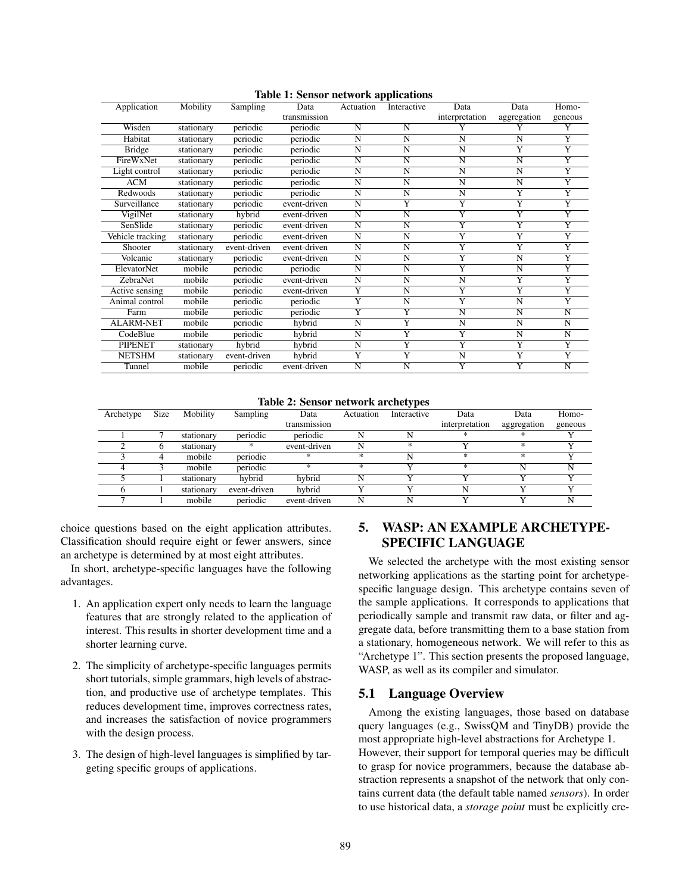**Table 1: Sensor network applications**

| Application | Mobility | Sampling | Data transmission | Actuation | Interactive | Data interpretation | Data aggregation | Homo-geneous |
|---|---|---|---|---|---|---|---|---|
| Wisden | stationary | periodic | periodic | N | N | Y | Y | Y |
| Habitat | stationary | periodic | periodic | N | N | N | N | Y |
| Bridge | stationary | periodic | periodic | N | N | N | Y | Y |
| FireWxNet | stationary | periodic | periodic | N | N | N | N | Y |
| Light control | stationary | periodic | periodic | N | N | N | N | Y |
| ACM | stationary | periodic | periodic | N | N | N | N | Y |
| Redwoods | stationary | periodic | periodic | N | N | N | Y | Y |
| Surveillance | stationary | periodic | event-driven | N | Y | Y | Y | Y |
| VigilNet | stationary | hybrid | event-driven | N | N | Y | Y | Y |
| SenSlide | stationary | periodic | event-driven | N | N | Y | Y | Y |
| Vehicle tracking | stationary | periodic | event-driven | N | N | Y | Y | Y |
| Shooter | stationary | event-driven | event-driven | N | N | Y | Y | Y |
| Volcanic | stationary | periodic | event-driven | N | N | Y | N | Y |
| ElevatorNet | mobile | periodic | periodic | N | N | Y | N | Y |
| ZebraNet | mobile | periodic | event-driven | N | N | N | Y | Y |
| Active sensing | mobile | periodic | event-driven | Y | N | Y | Y | Y |
| Animal control | mobile | periodic | periodic | Y | N | Y | N | Y |
| Farm | mobile | periodic | periodic | Y | Y | N | N | N |
| ALARM-NET | mobile | periodic | hybrid | N | Y | N | N | N |
| CodeBlue | mobile | periodic | hybrid | N | Y | Y | N | N |
| PIPENET | stationary | hybrid | hybrid | N | Y | Y | Y | Y |
| NETSHM | stationary | event-driven | hybrid | Y | Y | N | Y | Y |
| Tunnel | mobile | periodic | event-driven | N | N | Y | Y | N |

**Table 2: Sensor network archetypes**

| Archetype | Size | Mobility | Sampling | Data transmission | Actuation | Interactive | Data interpretation | Data aggregation | Homo-geneous |
|---|---|---|---|---|---|---|---|---|---|
| 1 | 7 | stationary | periodic | periodic | N | N | * | * | Y |
| 2 | 6 | stationary | * | event-driven | N | * | Y | * | Y |
| 3 | 4 | mobile | periodic | * | * | N | * | * | Y |
| 4 | 3 | mobile | periodic | * | * | Y | * | N | N |
| 5 | 1 | stationary | hybrid | hybrid | N | Y | Y | Y | Y |
| 6 | 1 | stationary | event-driven | hybrid | Y | Y | N | Y | Y |
| 7 | 1 | mobile | periodic | event-driven | N | N | Y | Y | N |

choice questions based on the eight application attributes. Classification should require eight or fewer answers, since an archetype is determined by at most eight attributes.

In short, archetype-specific languages have the following advantages.

1. An application expert only needs to learn the language features that are strongly related to the application of interest. This results in shorter development time and a shorter learning curve.

2. The simplicity of archetype-specific languages permits short tutorials, simple grammars, high levels of abstraction, and productive use of archetype templates. This reduces development time, improves correctness rates, and increases the satisfaction of novice programmers with the design process.

3. The design of high-level languages is simplified by targeting specific groups of applications.

## 5. WASP: AN EXAMPLE ARCHETYPE-SPECIFIC LANGUAGE

We selected the archetype with the most existing sensor networking applications as the starting point for archetype-specific language design. This archetype contains seven of the sample applications. It corresponds to applications that periodically sample and transmit raw data, or filter and aggregate data, before transmitting them to a base station from a stationary, homogeneous network. We will refer to this as "Archetype 1". This section presents the proposed language, WASP, as well as its compiler and simulator.

### 5.1 Language Overview

Among the existing languages, those based on database query languages (e.g., SwissQM and TinyDB) provide the most appropriate high-level abstractions for Archetype 1. However, their support for temporal queries may be difficult to grasp for novice programmers, because the database abstraction represents a snapshot of the network that only contains current data (the default table named *sensors*). In order to use historical data, a *storage point* must be explicitly cre-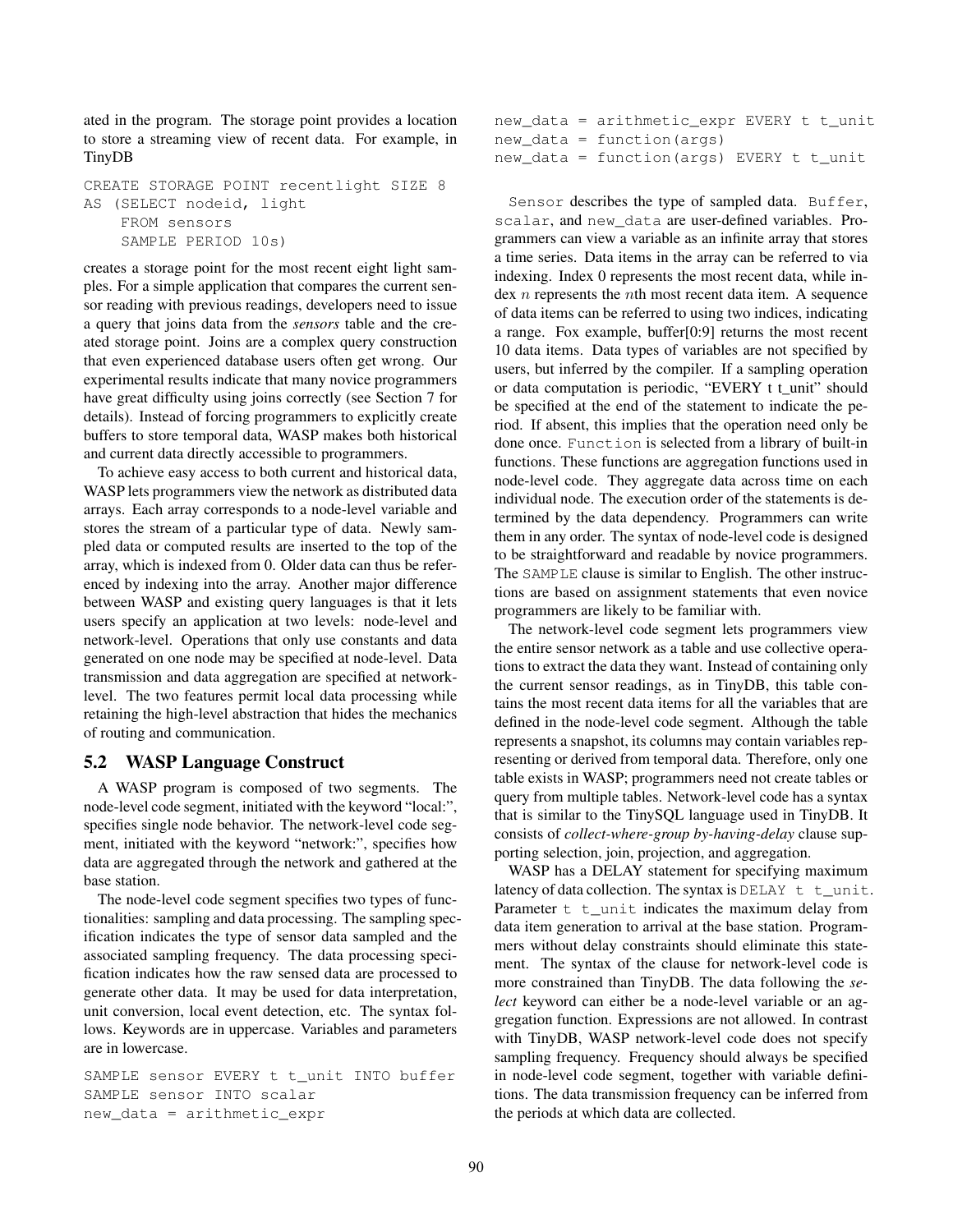ated in the program. The storage point provides a location to store a streaming view of recent data. For example, in TinyDB

```
CREATE STORAGE POINT recentlight SIZE 8
AS (SELECT nodeid, light
    FROM sensors
    SAMPLE PERIOD 10s)
```

creates a storage point for the most recent eight light samples. For a simple application that compares the current sensor reading with previous readings, developers need to issue a query that joins data from the *sensors* table and the created storage point. Joins are a complex query construction that even experienced database users often get wrong. Our experimental results indicate that many novice programmers have great difficulty using joins correctly (see Section 7 for details). Instead of forcing programmers to explicitly create buffers to store temporal data, WASP makes both historical and current data directly accessible to programmers.

To achieve easy access to both current and historical data, WASP lets programmers view the network as distributed data arrays. Each array corresponds to a node-level variable and stores the stream of a particular type of data. Newly sampled data or computed results are inserted to the top of the array, which is indexed from 0. Older data can thus be referenced by indexing into the array. Another major difference between WASP and existing query languages is that it lets users specify an application at two levels: node-level and network-level. Operations that only use constants and data generated on one node may be specified at node-level. Data transmission and data aggregation are specified at network-level. The two features permit local data processing while retaining the high-level abstraction that hides the mechanics of routing and communication.

### 5.2 WASP Language Construct

A WASP program is composed of two segments. The node-level code segment, initiated with the keyword "local:", specifies single node behavior. The network-level code segment, initiated with the keyword "network:", specifies how data are aggregated through the network and gathered at the base station.

The node-level code segment specifies two types of functionalities: sampling and data processing. The sampling specification indicates the type of sensor data sampled and the associated sampling frequency. The data processing specification indicates how the raw sensed data are processed to generate other data. It may be used for data interpretation, unit conversion, local event detection, etc. The syntax follows. Keywords are in uppercase. Variables and parameters are in lowercase.

```
SAMPLE sensor EVERY t t_unit INTO buffer
SAMPLE sensor INTO scalar
new_data = arithmetic_expr
new_data = arithmetic_expr EVERY t t_unit
new_data = function(args)
new_data = function(args) EVERY t t_unit
```

`Sensor` describes the type of sampled data. `Buffer`, `scalar`, and `new_data` are user-defined variables. Programmers can view a variable as an infinite array that stores a time series. Data items in the array can be referred to via indexing. Index 0 represents the most recent data, while index $n$ represents the $n$th most recent data item. A sequence of data items can be referred to using two indices, indicating a range. Fox example, buffer[0:9] returns the most recent 10 data items. Data types of variables are not specified by users, but inferred by the compiler. If a sampling operation or data computation is periodic, "EVERY t t_unit" should be specified at the end of the statement to indicate the period. If absent, this implies that the operation need only be done once. `Function` is selected from a library of built-in functions. These functions are aggregation functions used in node-level code. They aggregate data across time on each individual node. The execution order of the statements is determined by the data dependency. Programmers can write them in any order. The syntax of node-level code is designed to be straightforward and readable by novice programmers. The `SAMPLE` clause is similar to English. The other instructions are based on assignment statements that even novice programmers are likely to be familiar with.

The network-level code segment lets programmers view the entire sensor network as a table and use collective operations to extract the data they want. Instead of containing only the current sensor readings, as in TinyDB, this table contains the most recent data items for all the variables that are defined in the node-level code segment. Although the table represents a snapshot, its columns may contain variables representing or derived from temporal data. Therefore, only one table exists in WASP; programmers need not create tables or query from multiple tables. Network-level code has a syntax that is similar to the TinySQL language used in TinyDB. It consists of *collect-where-group by-having-delay* clause supporting selection, join, projection, and aggregation.

WASP has a DELAY statement for specifying maximum latency of data collection. The syntax is `DELAY t t_unit`. Parameter `t t_unit` indicates the maximum delay from data item generation to arrival at the base station. Programmers without delay constraints should eliminate this statement. The syntax of the clause for network-level code is more constrained than TinyDB. The data following the *select* keyword can either be a node-level variable or an aggregation function. Expressions are not allowed. In contrast with TinyDB, WASP network-level code does not specify sampling frequency. Frequency should always be specified in node-level code segment, together with variable definitions. The data transmission frequency can be inferred from the periods at which data are collected.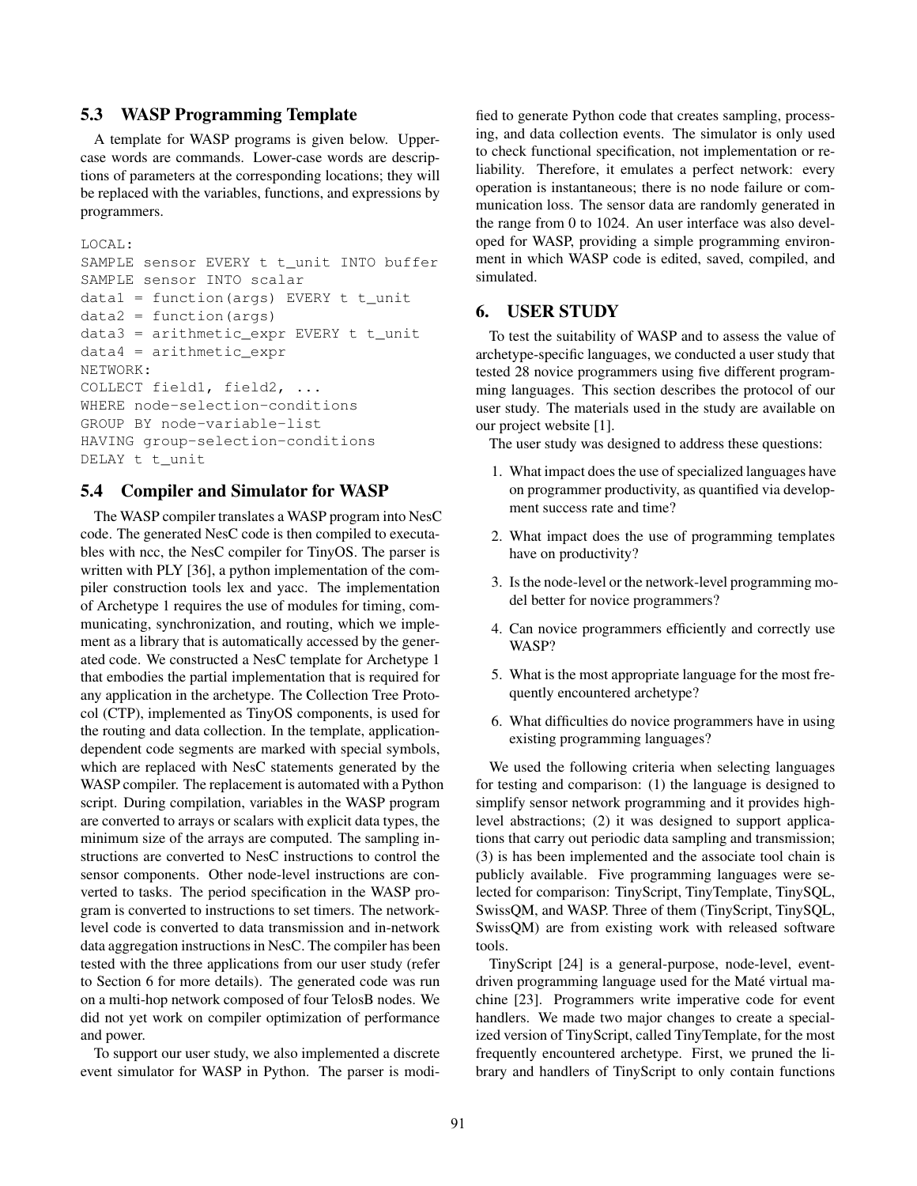### 5.3 WASP Programming Template

A template for WASP programs is given below. Uppercase words are commands. Lower-case words are descriptions of parameters at the corresponding locations; they will be replaced with the variables, functions, and expressions by programmers.

```
LOCAL:
SAMPLE sensor EVERY t t_unit INTO buffer
SAMPLE sensor INTO scalar
data1 = function(args) EVERY t t_unit
data2 = function(args)
data3 = arithmetic_expr EVERY t t_unit
data4 = arithmetic_expr
NETWORK:
COLLECT field1, field2, ...
WHERE node-selection-conditions
GROUP BY node-variable-list
HAVING group-selection-conditions
DELAY t t_unit
```

### 5.4 Compiler and Simulator for WASP

The WASP compiler translates a WASP program into NesC code. The generated NesC code is then compiled to executables with ncc, the NesC compiler for TinyOS. The parser is written with PLY [36], a python implementation of the compiler construction tools lex and yacc. The implementation of Archetype 1 requires the use of modules for timing, communicating, synchronization, and routing, which we implement as a library that is automatically accessed by the generated code. We constructed a NesC template for Archetype 1 that embodies the partial implementation that is required for any application in the archetype. The Collection Tree Protocol (CTP), implemented as TinyOS components, is used for the routing and data collection. In the template, application-dependent code segments are marked with special symbols, which are replaced with NesC statements generated by the WASP compiler. The replacement is automated with a Python script. During compilation, variables in the WASP program are converted to arrays or scalars with explicit data types, the minimum size of the arrays are computed. The sampling instructions are converted to NesC instructions to control the sensor components. Other node-level instructions are converted to tasks. The period specification in the WASP program is converted to instructions to set timers. The network-level code is converted to data transmission and in-network data aggregation instructions in NesC. The compiler has been tested with the three applications from our user study (refer to Section 6 for more details). The generated code was run on a multi-hop network composed of four TelosB nodes. We did not yet work on compiler optimization of performance and power.

To support our user study, we also implemented a discrete event simulator for WASP in Python. The parser is modified to generate Python code that creates sampling, processing, and data collection events. The simulator is only used to check functional specification, not implementation or reliability. Therefore, it emulates a perfect network: every operation is instantaneous; there is no node failure or communication loss. The sensor data are randomly generated in the range from 0 to 1024. An user interface was also developed for WASP, providing a simple programming environment in which WASP code is edited, saved, compiled, and simulated.

## 6. USER STUDY

To test the suitability of WASP and to assess the value of archetype-specific languages, we conducted a user study that tested 28 novice programmers using five different programming languages. This section describes the protocol of our user study. The materials used in the study are available on our project website [1].

The user study was designed to address these questions:

1. What impact does the use of specialized languages have on programmer productivity, as quantified via development success rate and time?
2. What impact does the use of programming templates have on productivity?
3. Is the node-level or the network-level programming model better for novice programmers?
4. Can novice programmers efficiently and correctly use WASP?
5. What is the most appropriate language for the most frequently encountered archetype?
6. What difficulties do novice programmers have in using existing programming languages?

We used the following criteria when selecting languages for testing and comparison: (1) the language is designed to simplify sensor network programming and it provides high-level abstractions; (2) it was designed to support applications that carry out periodic data sampling and transmission; (3) is has been implemented and the associate tool chain is publicly available. Five programming languages were selected for comparison: TinyScript, TinyTemplate, TinySQL, SwissQM, and WASP. Three of them (TinyScript, TinySQL, SwissQM) are from existing work with released software tools.

TinyScript [24] is a general-purpose, node-level, event-driven programming language used for the Maté virtual machine [23]. Programmers write imperative code for event handlers. We made two major changes to create a specialized version of TinyScript, called TinyTemplate, for the most frequently encountered archetype. First, we pruned the library and handlers of TinyScript to only contain functions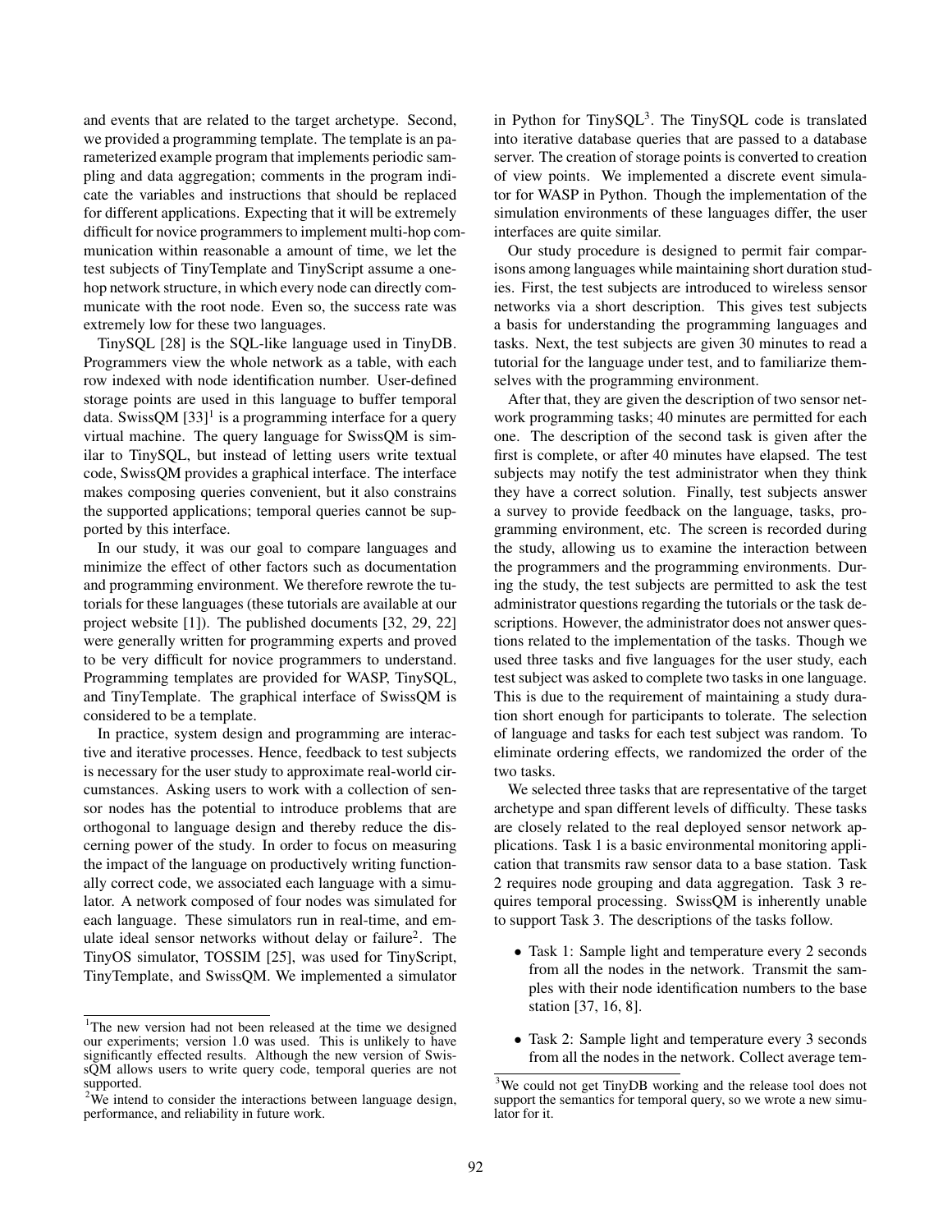and events that are related to the target archetype. Second, we provided a programming template. The template is an parameterized example program that implements periodic sampling and data aggregation; comments in the program indicate the variables and instructions that should be replaced for different applications. Expecting that it will be extremely difficult for novice programmers to implement multi-hop communication within reasonable a amount of time, we let the test subjects of TinyTemplate and TinyScript assume a one-hop network structure, in which every node can directly communicate with the root node. Even so, the success rate was extremely low for these two languages.

TinySQL [28] is the SQL-like language used in TinyDB. Programmers view the whole network as a table, with each row indexed with node identification number. User-defined storage points are used in this language to buffer temporal data. SwissQM [33][1] is a programming interface for a query virtual machine. The query language for SwissQM is similar to TinySQL, but instead of letting users write textual code, SwissQM provides a graphical interface. The interface makes composing queries convenient, but it also constrains the supported applications; temporal queries cannot be supported by this interface.

In our study, it was our goal to compare languages and minimize the effect of other factors such as documentation and programming environment. We therefore rewrote the tutorials for these languages (these tutorials are available at our project website [1]). The published documents [32, 29, 22] were generally written for programming experts and proved to be very difficult for novice programmers to understand. Programming templates are provided for WASP, TinySQL, and TinyTemplate. The graphical interface of SwissQM is considered to be a template.

In practice, system design and programming are interactive and iterative processes. Hence, feedback to test subjects is necessary for the user study to approximate real-world circumstances. Asking users to work with a collection of sensor nodes has the potential to introduce problems that are orthogonal to language design and thereby reduce the discerning power of the study. In order to focus on measuring the impact of the language on productively writing functionally correct code, we associated each language with a simulator. A network composed of four nodes was simulated for each language. These simulators run in real-time, and emulate ideal sensor networks without delay or failure[2]. The TinyOS simulator, TOSSIM [25], was used for TinyScript, TinyTemplate, and SwissQM. We implemented a simulator in Python for TinySQL[3]. The TinySQL code is translated into iterative database queries that are passed to a database server. The creation of storage points is converted to creation of view points. We implemented a discrete event simulator for WASP in Python. Though the implementation of the simulation environments of these languages differ, the user interfaces are quite similar.

Our study procedure is designed to permit fair comparisons among languages while maintaining short duration studies. First, the test subjects are introduced to wireless sensor networks via a short description. This gives test subjects a basis for understanding the programming languages and tasks. Next, the test subjects are given 30 minutes to read a tutorial for the language under test, and to familiarize themselves with the programming environment.

After that, they are given the description of two sensor network programming tasks; 40 minutes are permitted for each one. The description of the second task is given after the first is complete, or after 40 minutes have elapsed. The test subjects may notify the test administrator when they think they have a correct solution. Finally, test subjects answer a survey to provide feedback on the language, tasks, programming environment, etc. The screen is recorded during the study, allowing us to examine the interaction between the programmers and the programming environments. During the study, the test subjects are permitted to ask the test administrator questions regarding the tutorials or the task descriptions. However, the administrator does not answer questions related to the implementation of the tasks. Though we used three tasks and five languages for the user study, each test subject was asked to complete two tasks in one language. This is due to the requirement of maintaining a study duration short enough for participants to tolerate. The selection of language and tasks for each test subject was random. To eliminate ordering effects, we randomized the order of the two tasks.

We selected three tasks that are representative of the target archetype and span different levels of difficulty. These tasks are closely related to the real deployed sensor network applications. Task 1 is a basic environmental monitoring application that transmits raw sensor data to a base station. Task 2 requires node grouping and data aggregation. Task 3 requires temporal processing. SwissQM is inherently unable to support Task 3. The descriptions of the tasks follow.

- Task 1: Sample light and temperature every 2 seconds from all the nodes in the network. Transmit the samples with their node identification numbers to the base station [37, 16, 8].
- Task 2: Sample light and temperature every 3 seconds from all the nodes in the network. Collect average tem-

---

[1] The new version had not been released at the time we designed our experiments; version 1.0 was used. This is unlikely to have significantly effected results. Although the new version of SwissQM allows users to write query code, temporal queries are not supported.

[2] We intend to consider the interactions between language design, performance, and reliability in future work.

[3] We could not get TinyDB working and the release tool does not support the semantics for temporal query, so we wrote a new simulator for it.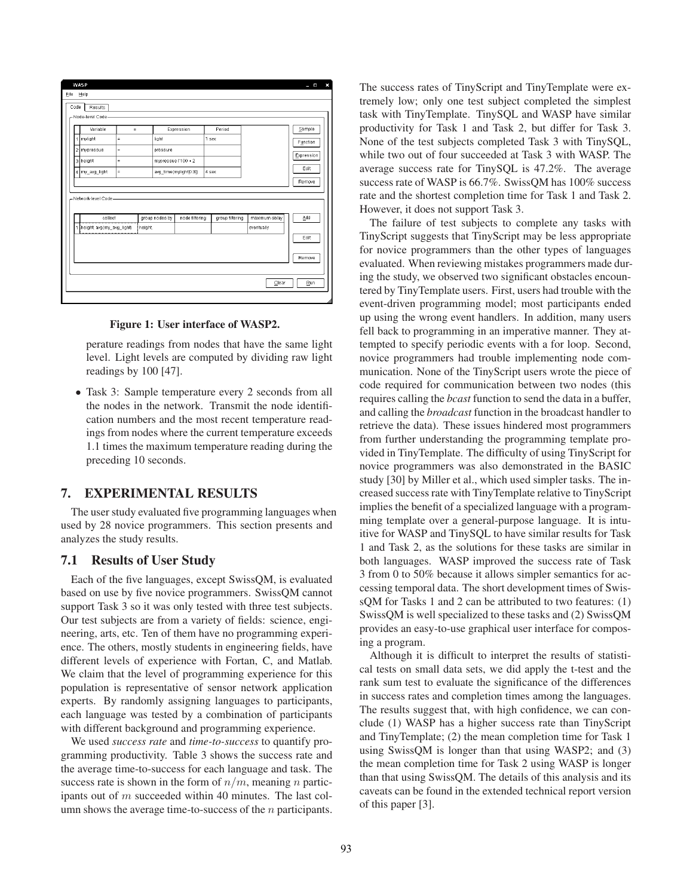Figure 1: User interface of WASP2.

perature readings from nodes that have the same light level. Light levels are computed by dividing raw light readings by 100 [47].

- Task 3: Sample temperature every 2 seconds from all the nodes in the network. Transmit the node identification numbers and the most recent temperature readings from nodes where the current temperature exceeds 1.1 times the maximum temperature reading during the preceding 10 seconds.

## 7. EXPERIMENTAL RESULTS

The user study evaluated five programming languages when used by 28 novice programmers. This section presents and analyzes the study results.

### 7.1 Results of User Study

Each of the five languages, except SwissQM, is evaluated based on use by five novice programmers. SwissQM cannot support Task 3 so it was only tested with three test subjects. Our test subjects are from a variety of fields: science, engineering, arts, etc. Ten of them have no programming experience. The others, mostly students in engineering fields, have different levels of experience with Fortan, C, and Matlab. We claim that the level of programming experience for this population is representative of sensor network application experts. By randomly assigning languages to participants, each language was tested by a combination of participants with different background and programming experience.

We used *success rate* and *time-to-success* to quantify programming productivity. Table 3 shows the success rate and the average time-to-success for each language and task. The success rate is shown in the form of $n/m$, meaning $n$ participants out of $m$ succeeded within 40 minutes. The last column shows the average time-to-success of the $n$ participants.

The success rates of TinyScript and TinyTemplate were extremely low; only one test subject completed the simplest task with TinyTemplate. TinySQL and WASP have similar productivity for Task 1 and Task 2, but differ for Task 3. None of the test subjects completed Task 3 with TinySQL, while two out of four succeeded at Task 3 with WASP. The average success rate for TinySQL is 47.2%. The average success rate of WASP is 66.7%. SwissQM has 100% success rate and the shortest completion time for Task 1 and Task 2. However, it does not support Task 3.

The failure of test subjects to complete any tasks with TinyScript suggests that TinyScript may be less appropriate for novice programmers than the other types of languages evaluated. When reviewing mistakes programmers made during the study, we observed two significant obstacles encountered by TinyTemplate users. First, users had trouble with the event-driven programming model; most participants ended up using the wrong event handlers. In addition, many users fell back to programming in an imperative manner. They attempted to specify periodic events with a for loop. Second, novice programmers had trouble implementing node communication. None of the TinyScript users wrote the piece of code required for communication between two nodes (this requires calling the *bcast* function to send the data in a buffer, and calling the *broadcast* function in the broadcast handler to retrieve the data). These issues hindered most programmers from further understanding the programming template provided in TinyTemplate. The difficulty of using TinyScript for novice programmers was also demonstrated in the BASIC study [30] by Miller et al., which used simpler tasks. The increased success rate with TinyTemplate relative to TinyScript implies the benefit of a specialized language with a programming template over a general-purpose language. It is intuitive for WASP and TinySQL to have similar results for Task 1 and Task 2, as the solutions for these tasks are similar in both languages. WASP improved the success rate of Task 3 from 0 to 50% because it allows simpler semantics for accessing temporal data. The short development times of SwissQM for Tasks 1 and 2 can be attributed to two features: (1) SwissQM is well specialized to these tasks and (2) SwissQM provides an easy-to-use graphical user interface for composing a program.

Although it is difficult to interpret the results of statistical tests on small data sets, we did apply the t-test and the rank sum test to evaluate the significance of the differences in success rates and completion times among the languages. The results suggest that, with high confidence, we can conclude (1) WASP has a higher success rate than TinyScript and TinyTemplate; (2) the mean completion time for Task 1 using SwissQM is longer than that using WASP2; and (3) the mean completion time for Task 2 using WASP is longer than that using SwissQM. The details of this analysis and its caveats can be found in the extended technical report version of this paper [3].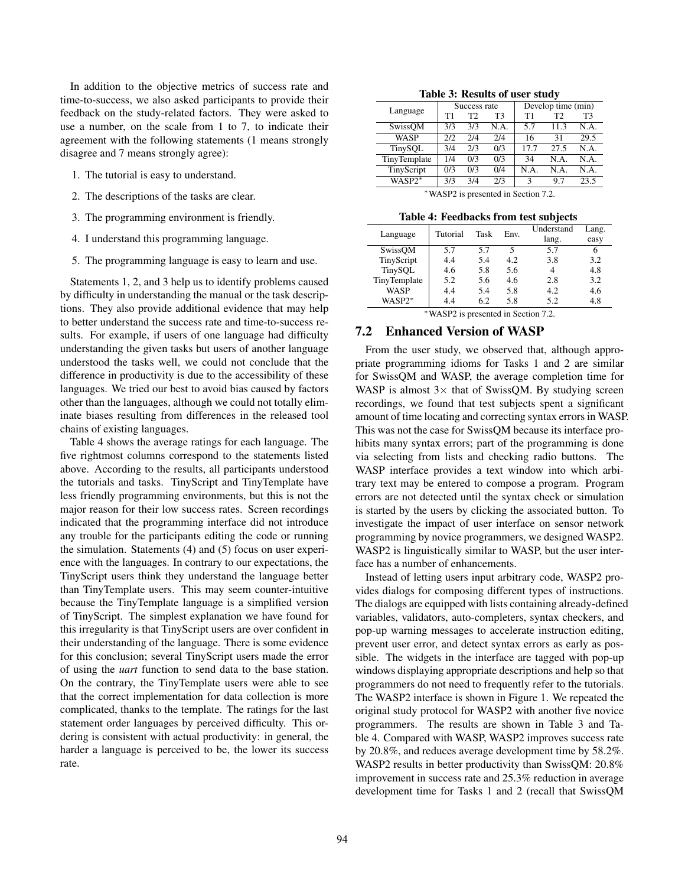In addition to the objective metrics of success rate and time-to-success, we also asked participants to provide their feedback on the study-related factors. They were asked to use a number, on the scale from 1 to 7, to indicate their agreement with the following statements (1 means strongly disagree and 7 means strongly agree):

1. The tutorial is easy to understand.
2. The descriptions of the tasks are clear.
3. The programming environment is friendly.
4. I understand this programming language.
5. The programming language is easy to learn and use.

Statements 1, 2, and 3 help us to identify problems caused by difficulty in understanding the manual or the task descriptions. They also provide additional evidence that may help to better understand the success rate and time-to-success results. For example, if users of one language had difficulty understanding the given tasks but users of another language understood the tasks well, we could not conclude that the difference in productivity is due to the accessibility of these languages. We tried our best to avoid bias caused by factors other than the languages, although we could not totally eliminate biases resulting from differences in the released tool chains of existing languages.

Table 4 shows the average ratings for each language. The five rightmost columns correspond to the statements listed above. According to the results, all participants understood the tutorials and tasks. TinyScript and TinyTemplate have less friendly programming environments, but this is not the major reason for their low success rates. Screen recordings indicated that the programming interface did not introduce any trouble for the participants editing the code or running the simulation. Statements (4) and (5) focus on user experience with the languages. In contrary to our expectations, the TinyScript users think they understand the language better than TinyTemplate users. This may seem counter-intuitive because the TinyTemplate language is a simplified version of TinyScript. The simplest explanation we have found for this irregularity is that TinyScript users are over confident in their understanding of the language. There is some evidence for this conclusion; several TinyScript users made the error of using the *uart* function to send data to the base station. On the contrary, the TinyTemplate users were able to see that the correct implementation for data collection is more complicated, thanks to the template. The ratings for the last statement order languages by perceived difficulty. This ordering is consistent with actual productivity: in general, the harder a language is perceived to be, the lower its success rate.

**Table 3: Results of user study**

| Language | Success rate | | | Develop time (min) | | |
|---|---|---|---|---|---|---|
| | T1 | T2 | T3 | T1 | T2 | T3 |
| SwissQM | 3/3 | 3/3 | N.A. | 5.7 | 11.3 | N.A. |
| WASP | 2/2 | 2/4 | 2/4 | 16 | 31 | 29.5 |
| TinySQL | 3/4 | 2/3 | 0/3 | 17.7 | 27.5 | N.A. |
| TinyTemplate | 1/4 | 0/3 | 0/3 | 34 | N.A. | N.A. |
| TinyScript | 0/3 | 0/3 | 0/4 | N.A. | N.A. | N.A. |
| WASP2* | 3/3 | 3/4 | 2/3 | 3 | 9.7 | 23.5 |

*WASP2 is presented in Section 7.2.

**Table 4: Feedbacks from test subjects**

| Language | Tutorial | Task | Env. | Understand lang. | Lang. easy |
|---|---|---|---|---|---|
| SwissQM | 5.7 | 5.7 | 5 | 5.7 | 6 |
| TinyScript | 4.4 | 5.4 | 4.2 | 3.8 | 3.2 |
| TinySQL | 4.6 | 5.8 | 5.6 | 4 | 4.8 |
| TinyTemplate | 5.2 | 5.6 | 4.6 | 2.8 | 3.2 |
| WASP | 4.4 | 5.4 | 5.8 | 4.2 | 4.6 |
| WASP2* | 4.4 | 6.2 | 5.8 | 5.2 | 4.8 |

*WASP2 is presented in Section 7.2.

## 7.2 Enhanced Version of WASP

From the user study, we observed that, although appropriate programming idioms for Tasks 1 and 2 are similar for SwissQM and WASP, the average completion time for WASP is almost $3\times$ that of SwissQM. By studying screen recordings, we found that test subjects spent a significant amount of time locating and correcting syntax errors in WASP. This was not the case for SwissQM because its interface prohibits many syntax errors; part of the programming is done via selecting from lists and checking radio buttons. The WASP interface provides a text window into which arbitrary text may be entered to compose a program. Program errors are not detected until the syntax check or simulation is started by the users by clicking the associated button. To investigate the impact of user interface on sensor network programming by novice programmers, we designed WASP2. WASP2 is linguistically similar to WASP, but the user interface has a number of enhancements.

Instead of letting users input arbitrary code, WASP2 provides dialogs for composing different types of instructions. The dialogs are equipped with lists containing already-defined variables, validators, auto-completers, syntax checkers, and pop-up warning messages to accelerate instruction editing, prevent user error, and detect syntax errors as early as possible. The widgets in the interface are tagged with pop-up windows displaying appropriate descriptions and help so that programmers do not need to frequently refer to the tutorials. The WASP2 interface is shown in Figure 1. We repeated the original study protocol for WASP2 with another five novice programmers. The results are shown in Table 3 and Table 4. Compared with WASP, WASP2 improves success rate by 20.8%, and reduces average development time by 58.2%. WASP2 results in better productivity than SwissQM: 20.8% improvement in success rate and 25.3% reduction in average development time for Tasks 1 and 2 (recall that SwissQM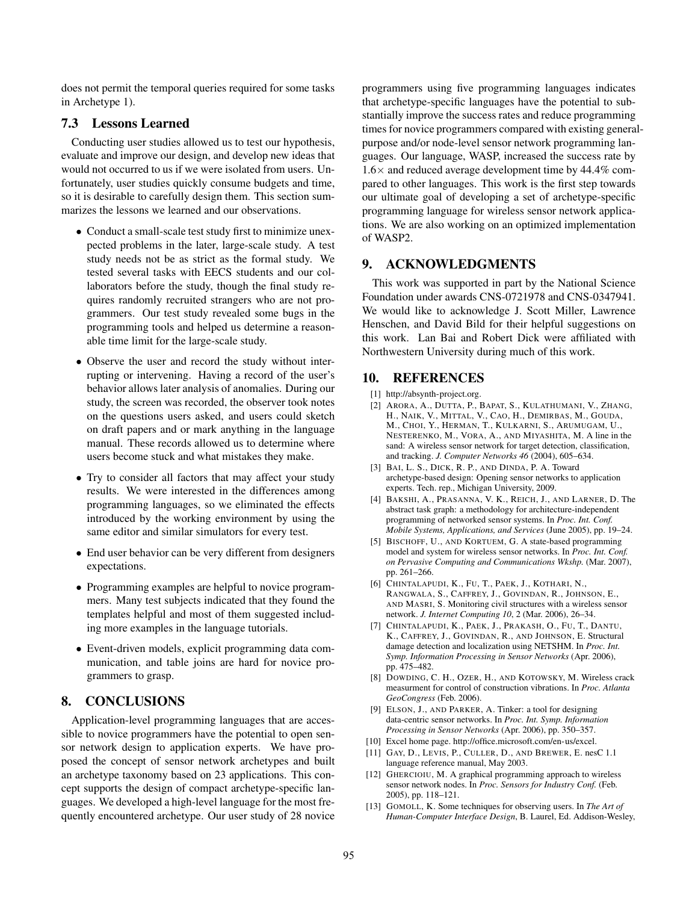does not permit the temporal queries required for some tasks in Archetype 1).

### 7.3 Lessons Learned

Conducting user studies allowed us to test our hypothesis, evaluate and improve our design, and develop new ideas that would not occurred to us if we were isolated from users. Unfortunately, user studies quickly consume budgets and time, so it is desirable to carefully design them. This section summarizes the lessons we learned and our observations.

- Conduct a small-scale test study first to minimize unexpected problems in the later, large-scale study. A test study needs not be as strict as the formal study. We tested several tasks with EECS students and our collaborators before the study, though the final study requires randomly recruited strangers who are not programmers. Our test study revealed some bugs in the programming tools and helped us determine a reasonable time limit for the large-scale study.
- Observe the user and record the study without interrupting or intervening. Having a record of the user's behavior allows later analysis of anomalies. During our study, the screen was recorded, the observer took notes on the questions users asked, and users could sketch on draft papers and or mark anything in the language manual. These records allowed us to determine where users become stuck and what mistakes they make.
- Try to consider all factors that may affect your study results. We were interested in the differences among programming languages, so we eliminated the effects introduced by the working environment by using the same editor and similar simulators for every test.
- End user behavior can be very different from designers expectations.
- Programming examples are helpful to novice programmers. Many test subjects indicated that they found the templates helpful and most of them suggested including more examples in the language tutorials.
- Event-driven models, explicit programming data communication, and table joins are hard for novice programmers to grasp.

## 8. CONCLUSIONS

Application-level programming languages that are accessible to novice programmers have the potential to open sensor network design to application experts. We have proposed the concept of sensor network archetypes and built an archetype taxonomy based on 23 applications. This concept supports the design of compact archetype-specific languages. We developed a high-level language for the most frequently encountered archetype. Our user study of 28 novice programmers using five programming languages indicates that archetype-specific languages have the potential to substantially improve the success rates and reduce programming times for novice programmers compared with existing general-purpose and/or node-level sensor network programming languages. Our language, WASP, increased the success rate by $1.6\times$ and reduced average development time by 44.4% compared to other languages. This work is the first step towards our ultimate goal of developing a set of archetype-specific programming language for wireless sensor network applications. We are also working on an optimized implementation of WASP2.

## 9. ACKNOWLEDGMENTS

This work was supported in part by the National Science Foundation under awards CNS-0721978 and CNS-0347941. We would like to acknowledge J. Scott Miller, Lawrence Henschen, and David Bild for their helpful suggestions on this work. Lan Bai and Robert Dick were affiliated with Northwestern University during much of this work.

## 10. REFERENCES

[1] http://absynth-project.org.

[2] Arora, A., Dutta, P., Bapat, S., Kulathumani, V., Zhang, H., Naik, V., Mittal, V., Cao, H., Demirbas, M., Gouda, M., Choi, Y., Herman, T., Kulkarni, S., Arumugam, U., Nesterenko, M., Vora, A., and Miyashita, M. A line in the sand: A wireless sensor network for target detection, classification, and tracking. *J. Computer Networks 46* (2004), 605–634.

[3] Bai, L. S., Dick, R. P., and Dinda, P. A. Toward archetype-based design: Opening sensor networks to application experts. Tech. rep., Michigan University, 2009.

[4] Bakshi, A., Prasanna, V. K., Reich, J., and Larner, D. The abstract task graph: a methodology for architecture-independent programming of networked sensor systems. In *Proc. Int. Conf. Mobile Systems, Applications, and Services* (June 2005), pp. 19–24.

[5] Bischoff, U., and Kortuem, G. A state-based programming model and system for wireless sensor networks. In *Proc. Int. Conf. on Pervasive Computing and Communications Wkshp.* (Mar. 2007), pp. 261–266.

[6] Chintalapudi, K., Fu, T., Paek, J., Kothari, N., Rangwala, S., Caffrey, J., Govindan, R., Johnson, E., and Masri, S. Monitoring civil structures with a wireless sensor network. *J. Internet Computing 10*, 2 (Mar. 2006), 26–34.

[7] Chintalapudi, K., Paek, J., Prakash, O., Fu, T., Dantu, K., Caffrey, J., Govindan, R., and Johnson, E. Structural damage detection and localization using NETSHM. In *Proc. Int. Symp. Information Processing in Sensor Networks* (Apr. 2006), pp. 475–482.

[8] Dowding, C. H., Ozer, H., and Kotowsky, M. Wireless crack measurment for control of construction vibrations. In *Proc. Atlanta GeoCongress* (Feb. 2006).

[9] Elson, J., and Parker, A. Tinker: a tool for designing data-centric sensor networks. In *Proc. Int. Symp. Information Processing in Sensor Networks* (Apr. 2006), pp. 350–357.

[10] Excel home page. http://office.microsoft.com/en-us/excel.

[11] Gay, D., Levis, P., Culler, D., and Brewer, E. nesC 1.1 language reference manual, May 2003.

[12] Ghercioiu, M. A graphical programming approach to wireless sensor network nodes. In *Proc. Sensors for Industry Conf.* (Feb. 2005), pp. 118–121.

[13] Gomoll, K. Some techniques for observing users. In *The Art of Human-Computer Interface Design*, B. Laurel, Ed. Addison-Wesley,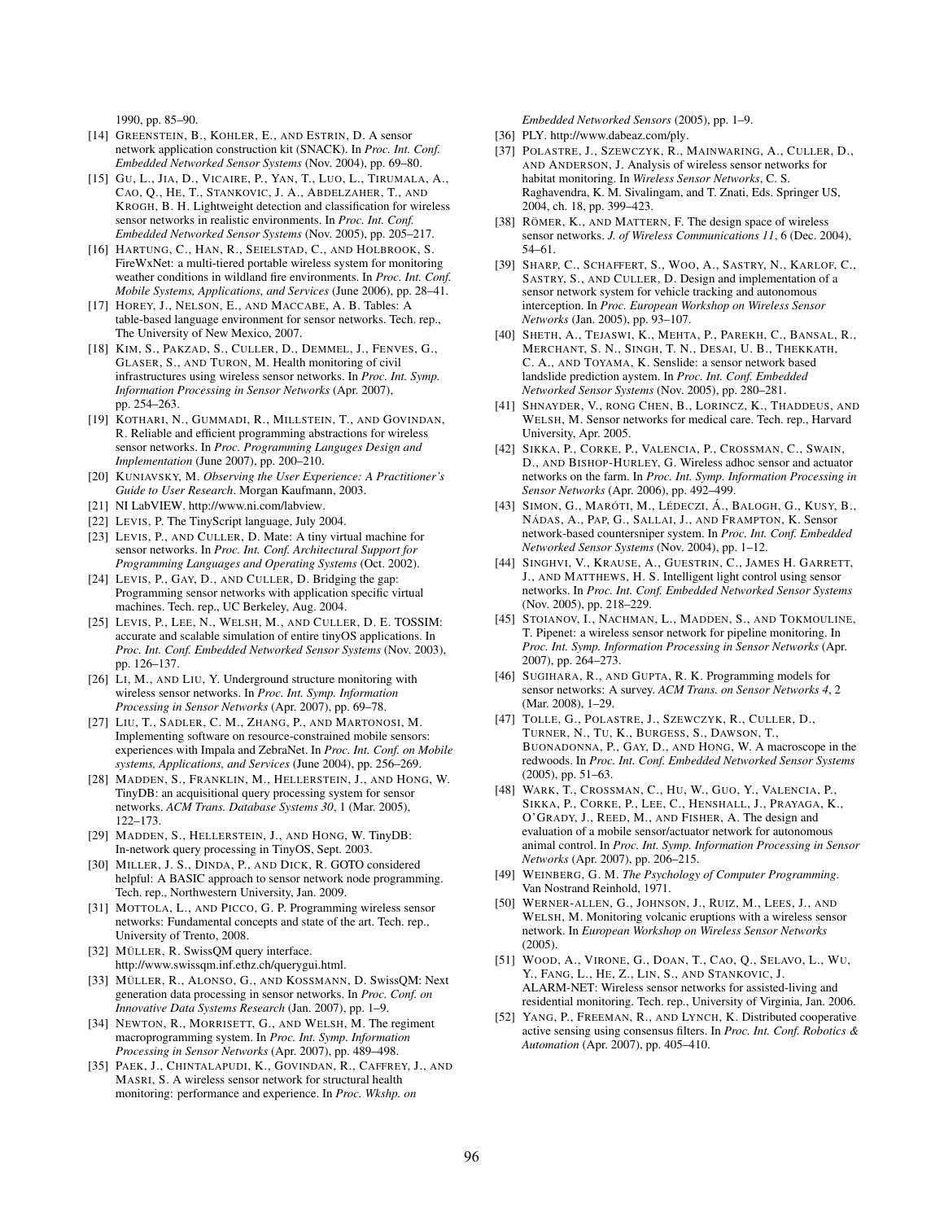1990, pp. 85–90.

[14] Greenstein, B., Kohler, E., and Estrin, D. A sensor network application construction kit (SNACK). In *Proc. Int. Conf. Embedded Networked Sensor Systems* (Nov. 2004), pp. 69–80.

[15] Gu, L., Jia, D., Vicaire, P., Yan, T., Luo, L., Tirumala, A., Cao, Q., He, T., Stankovic, J. A., Abdelzaher, T., and Krogh, B. H. Lightweight detection and classification for wireless sensor networks in realistic environments. In *Proc. Int. Conf. Embedded Networked Sensor Systems* (Nov. 2005), pp. 205–217.

[16] Hartung, C., Han, R., Seielstad, C., and Holbrook, S. FireWxNet: a multi-tiered portable wireless system for monitoring weather conditions in wildland fire environments. In *Proc. Int. Conf. Mobile Systems, Applications, and Services* (June 2006), pp. 28–41.

[17] Horey, J., Nelson, E., and Maccabe, A. B. Tables: A table-based language environment for sensor networks. Tech. rep., The University of New Mexico, 2007.

[18] Kim, S., Pakzad, S., Culler, D., Demmel, J., Fenves, G., Glaser, S., and Turon, M. Health monitoring of civil infrastructures using wireless sensor networks. In *Proc. Int. Symp. Information Processing in Sensor Networks* (Apr. 2007), pp. 254–263.

[19] Kothari, N., Gummadi, R., Millstein, T., and Govindan, R. Reliable and efficient programming abstractions for wireless sensor networks. In *Proc. Programming Languges Design and Implementation* (June 2007), pp. 200–210.

[20] Kuniavsky, M. *Observing the User Experience: A Practitioner's Guide to User Research*. Morgan Kaufmann, 2003.

[21] NI LabVIEW. http://www.ni.com/labview.

[22] Levis, P. The TinyScript language, July 2004.

[23] Levis, P., and Culler, D. Mate: A tiny virtual machine for sensor networks. In *Proc. Int. Conf. Architectural Support for Programming Languages and Operating Systems* (Oct. 2002).

[24] Levis, P., Gay, D., and Culler, D. Bridging the gap: Programming sensor networks with application specific virtual machines. Tech. rep., UC Berkeley, Aug. 2004.

[25] Levis, P., Lee, N., Welsh, M., and Culler, D. E. TOSSIM: accurate and scalable simulation of entire tinyOS applications. In *Proc. Int. Conf. Embedded Networked Sensor Systems* (Nov. 2003), pp. 126–137.

[26] Li, M., and Liu, Y. Underground structure monitoring with wireless sensor networks. In *Proc. Int. Symp. Information Processing in Sensor Networks* (Apr. 2007), pp. 69–78.

[27] Liu, T., Sadler, C. M., Zhang, P., and Martonosi, M. Implementing software on resource-constrained mobile sensors: experiences with Impala and ZebraNet. In *Proc. Int. Conf. on Mobile systems, Applications, and Services* (June 2004), pp. 256–269.

[28] Madden, S., Franklin, M., Hellerstein, J., and Hong, W. TinyDB: an acquisitional query processing system for sensor networks. *ACM Trans. Database Systems 30*, 1 (Mar. 2005), 122–173.

[29] Madden, S., Hellerstein, J., and Hong, W. TinyDB: In-network query processing in TinyOS, Sept. 2003.

[30] Miller, J. S., Dinda, P., and Dick, R. GOTO considered helpful: A BASIC approach to sensor network node programming. Tech. rep., Northwestern University, Jan. 2009.

[31] Mottola, L., and Picco, G. P. Programming wireless sensor networks: Fundamental concepts and state of the art. Tech. rep., University of Trento, 2008.

[32] Müller, R. SwissQM query interface. http://www.swissqm.inf.ethz.ch/querygui.html.

[33] Müller, R., Alonso, G., and Kossmann, D. SwissQM: Next generation data processing in sensor networks. In *Proc. Conf. on Innovative Data Systems Research* (Jan. 2007), pp. 1–9.

[34] Newton, R., Morrisett, G., and Welsh, M. The regiment macroprogramming system. In *Proc. Int. Symp. Information Processing in Sensor Networks* (Apr. 2007), pp. 489–498.

[35] Paek, J., Chintalapudi, K., Govindan, R., Caffrey, J., and Masri, S. A wireless sensor network for structural health monitoring: performance and experience. In *Proc. Wkshp. on Embedded Networked Sensors* (2005), pp. 1–9.

[36] PLY. http://www.dabeaz.com/ply.

[37] Polastre, J., Szewczyk, R., Mainwaring, A., Culler, D., and Anderson, J. Analysis of wireless sensor networks for habitat monitoring. In *Wireless Sensor Networks*, C. S. Raghavendra, K. M. Sivalingam, and T. Znati, Eds. Springer US, 2004, ch. 18, pp. 399–423.

[38] Römer, K., and Mattern, F. The design space of wireless sensor networks. *J. of Wireless Communications 11*, 6 (Dec. 2004), 54–61.

[39] Sharp, C., Schaffert, S., Woo, A., Sastry, N., Karlof, C., Sastry, S., and Culler, D. Design and implementation of a sensor network system for vehicle tracking and autonomous interception. In *Proc. European Workshop on Wireless Sensor Networks* (Jan. 2005), pp. 93–107.

[40] Sheth, A., Tejaswi, K., Mehta, P., Parekh, C., Bansal, R., Merchant, S. N., Singh, T. N., Desai, U. B., Thekkath, C. A., and Toyama, K. Senslide: a sensor network based landslide prediction aystem. In *Proc. Int. Conf. Embedded Networked Sensor Systems* (Nov. 2005), pp. 280–281.

[41] Shnayder, V., rong Chen, B., Lorincz, K., Thaddeus, and Welsh, M. Sensor networks for medical care. Tech. rep., Harvard University, Apr. 2005.

[42] Sikka, P., Corke, P., Valencia, P., Crossman, C., Swain, D., and Bishop-Hurley, G. Wireless adhoc sensor and actuator networks on the farm. In *Proc. Int. Symp. Information Processing in Sensor Networks* (Apr. 2006), pp. 492–499.

[43] Simon, G., Maróti, M., Lédeczi, Á., Balogh, G., Kusy, B., Nádas, A., Pap, G., Sallai, J., and Frampton, K. Sensor network-based countersniper system. In *Proc. Int. Conf. Embedded Networked Sensor Systems* (Nov. 2004), pp. 1–12.

[44] Singhvi, V., Krause, A., Guestrin, C., James H. Garrett, J., and Matthews, H. S. Intelligent light control using sensor networks. In *Proc. Int. Conf. Embedded Networked Sensor Systems* (Nov. 2005), pp. 218–229.

[45] Stoianov, I., Nachman, L., Madden, S., and Tokmouline, T. Pipenet: a wireless sensor network for pipeline monitoring. In *Proc. Int. Symp. Information Processing in Sensor Networks* (Apr. 2007), pp. 264–273.

[46] Sugihara, R., and Gupta, R. K. Programming models for sensor networks: A survey. *ACM Trans. on Sensor Networks 4*, 2 (Mar. 2008), 1–29.

[47] Tolle, G., Polastre, J., Szewczyk, R., Culler, D., Turner, N., Tu, K., Burgess, S., Dawson, T., Buonadonna, P., Gay, D., and Hong, W. A macroscope in the redwoods. In *Proc. Int. Conf. Embedded Networked Sensor Systems* (2005), pp. 51–63.

[48] Wark, T., Crossman, C., Hu, W., Guo, Y., Valencia, P., Sikka, P., Corke, P., Lee, C., Henshall, J., Prayaga, K., O'Grady, J., Reed, M., and Fisher, A. The design and evaluation of a mobile sensor/actuator network for autonomous animal control. In *Proc. Int. Symp. Information Processing in Sensor Networks* (Apr. 2007), pp. 206–215.

[49] Weinberg, G. M. *The Psychology of Computer Programming*. Van Nostrand Reinhold, 1971.

[50] Werner-allen, G., Johnson, J., Ruiz, M., Lees, J., and Welsh, M. Monitoring volcanic eruptions with a wireless sensor network. In *European Workshop on Wireless Sensor Networks* (2005).

[51] Wood, A., Virone, G., Doan, T., Cao, Q., Selavo, L., Wu, Y., Fang, L., He, Z., Lin, S., and Stankovic, J. ALARM-NET: Wireless sensor networks for assisted-living and residential monitoring. Tech. rep., University of Virginia, Jan. 2006.

[52] Yang, P., Freeman, R., and Lynch, K. Distributed cooperative active sensing using consensus filters. In *Proc. Int. Conf. Robotics & Automation* (Apr. 2007), pp. 405–410.